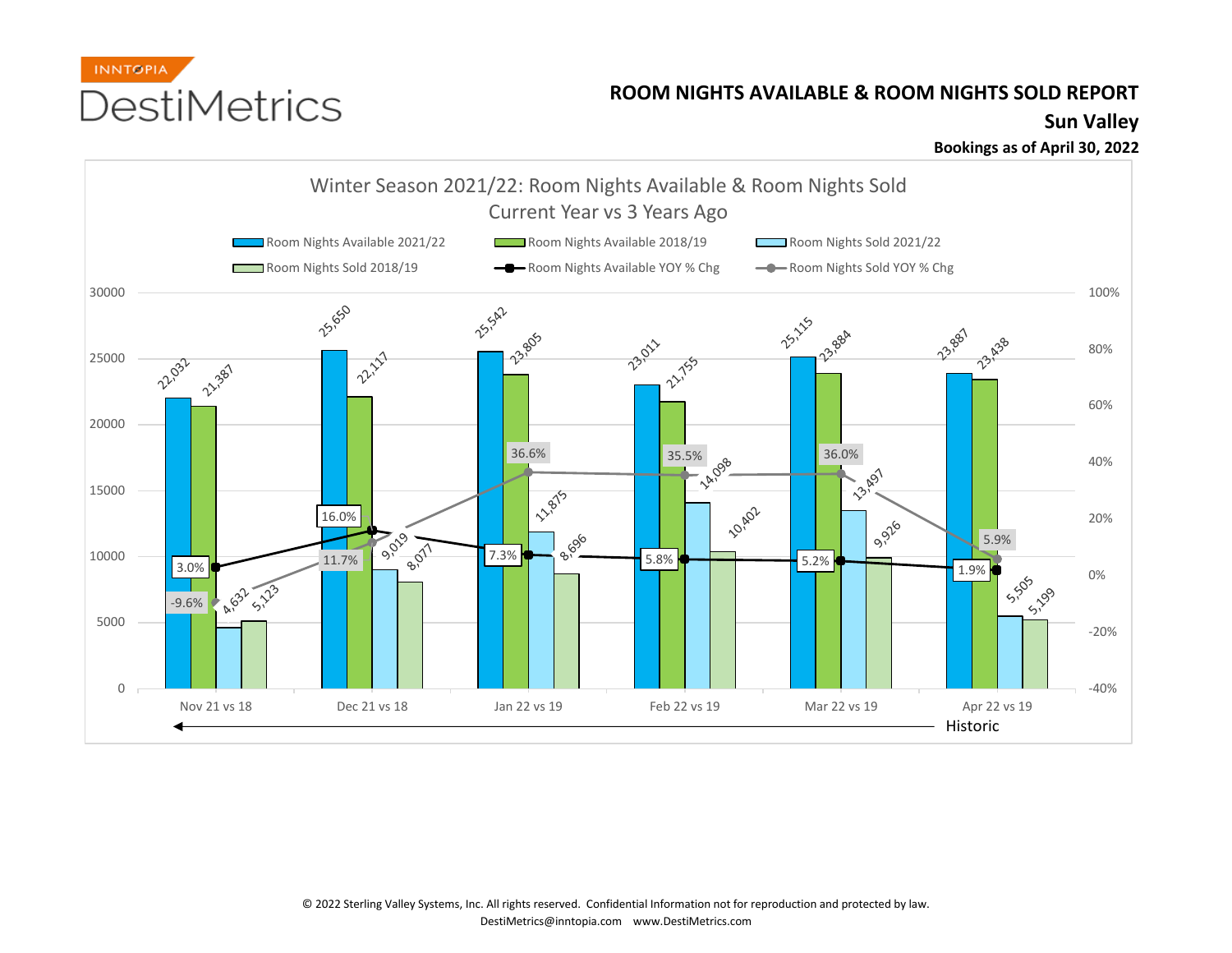INNTOPIA

DestiMetrics

# ROOM NIGHTS AVAILABLE & ROOM NIGHTS SOLD REPORT

## Sun Valley

**Bookings as of April 30, 2022**

### Winter Season 2021/22: Room Nights Available & Room Nights Sold
### Current Year vs 3 Years Ago

| Month | Room Nights Available 2021/22 | Room Nights Available 2018/19 | Room Nights Sold 2021/22 | Room Nights Sold 2018/19 | Room Nights Available YOY % Chg | Room Nights Sold YOY % Chg |
|---|---|---|---|---|---|---|
| Nov 21 vs 18 | 22,032 | 21,387 | 4,632 | 5,123 | 3.0% | -9.6% |
| Dec 21 vs 18 | 25,650 | 22,117 | 9,019 | 8,077 | 16.0% | 11.7% |
| Jan 22 vs 19 | 25,542 | 23,805 | 11,875 | 8,696 | 7.3% | 36.6% |
| Feb 22 vs 19 | 23,011 | 21,755 | 14,098 | 10,402 | 5.8% | 35.5% |
| Mar 22 vs 19 | 25,115 | 23,884 | 13,497 | 9,926 | 5.2% | 36.0% |
| Apr 22 vs 19 | 23,887 | 23,438 | 5,505 | 5,199 | 1.9% | 5.9% |

Historic

© 2022 Sterling Valley Systems, Inc. All rights reserved. Confidential Information not for reproduction and protected by law.
DestiMetrics@inntopia.com www.DestiMetrics.com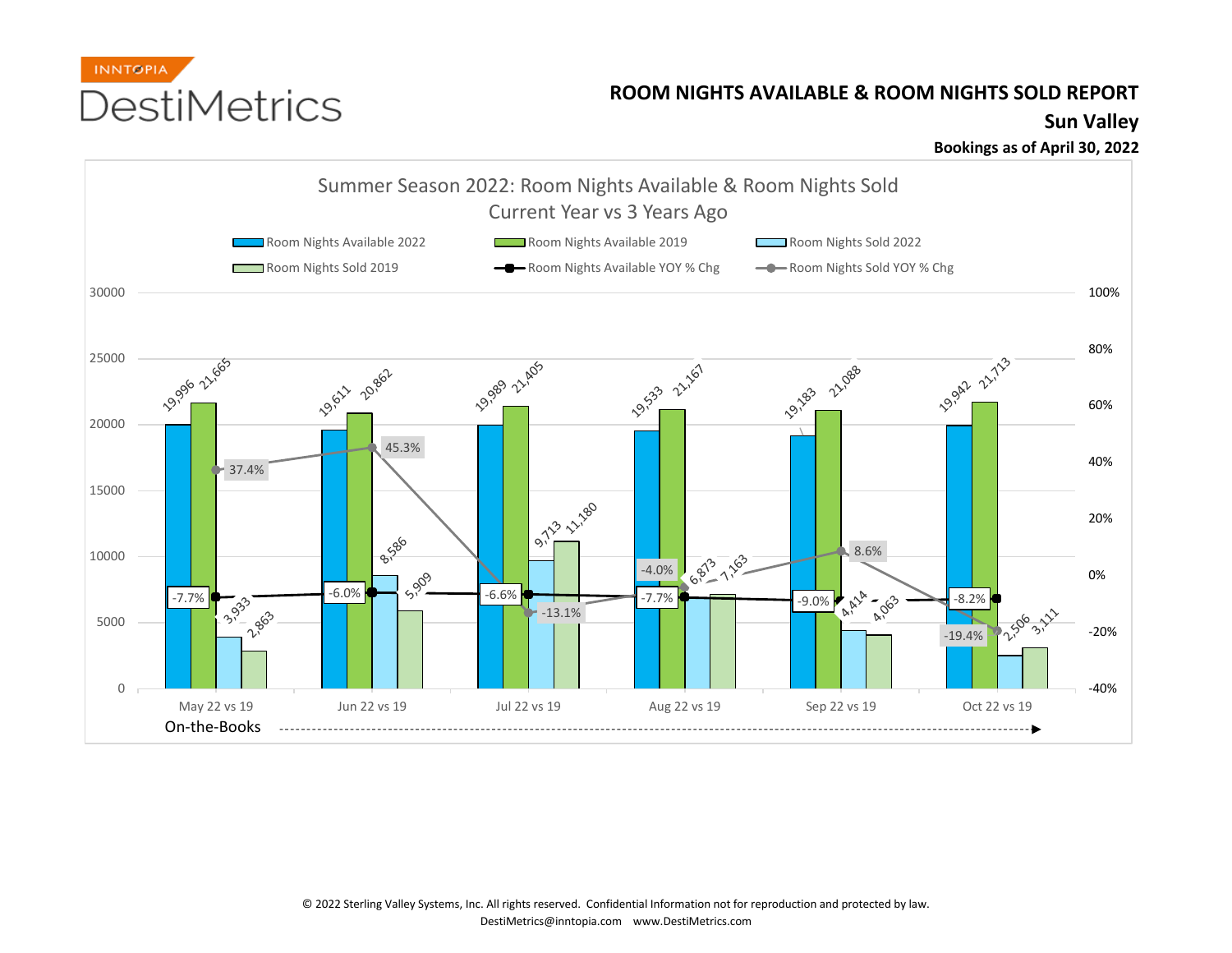INNTOPIA
DestiMetrics

# ROOM NIGHTS AVAILABLE & ROOM NIGHTS SOLD REPORT
## Sun Valley
**Bookings as of April 30, 2022**

Summer Season 2022: Room Nights Available & Room Nights Sold
Current Year vs 3 Years Ago

Room Nights Available 2022
Room Nights Available 2019
Room Nights Sold 2022
Room Nights Sold 2019
Room Nights Available YOY % Chg
Room Nights Sold YOY % Chg

30000
25000
20000
15000
10000
5000
0

100%
80%
60%
40%
20%
0%
-20%
-40%

May 22 vs 19
19,996
21,665
3,933
2,863
-7.7%
37.4%

Jun 22 vs 19
19,611
20,862
8,586
5,909
-6.0%
45.3%

Jul 22 vs 19
19,989
21,405
9,713
11,180
-6.6%
-13.1%

Aug 22 vs 19
19,533
21,167
6,873
7,163
-7.7%
-4.0%

Sep 22 vs 19
19,183
21,088
4,414
4,063
-9.0%
8.6%

Oct 22 vs 19
19,942
21,713
2,506
3,111
-8.2%
-19.4%

On-the-Books

© 2022 Sterling Valley Systems, Inc. All rights reserved. Confidential Information not for reproduction and protected by law.
DestiMetrics@inntopia.com www.DestiMetrics.com